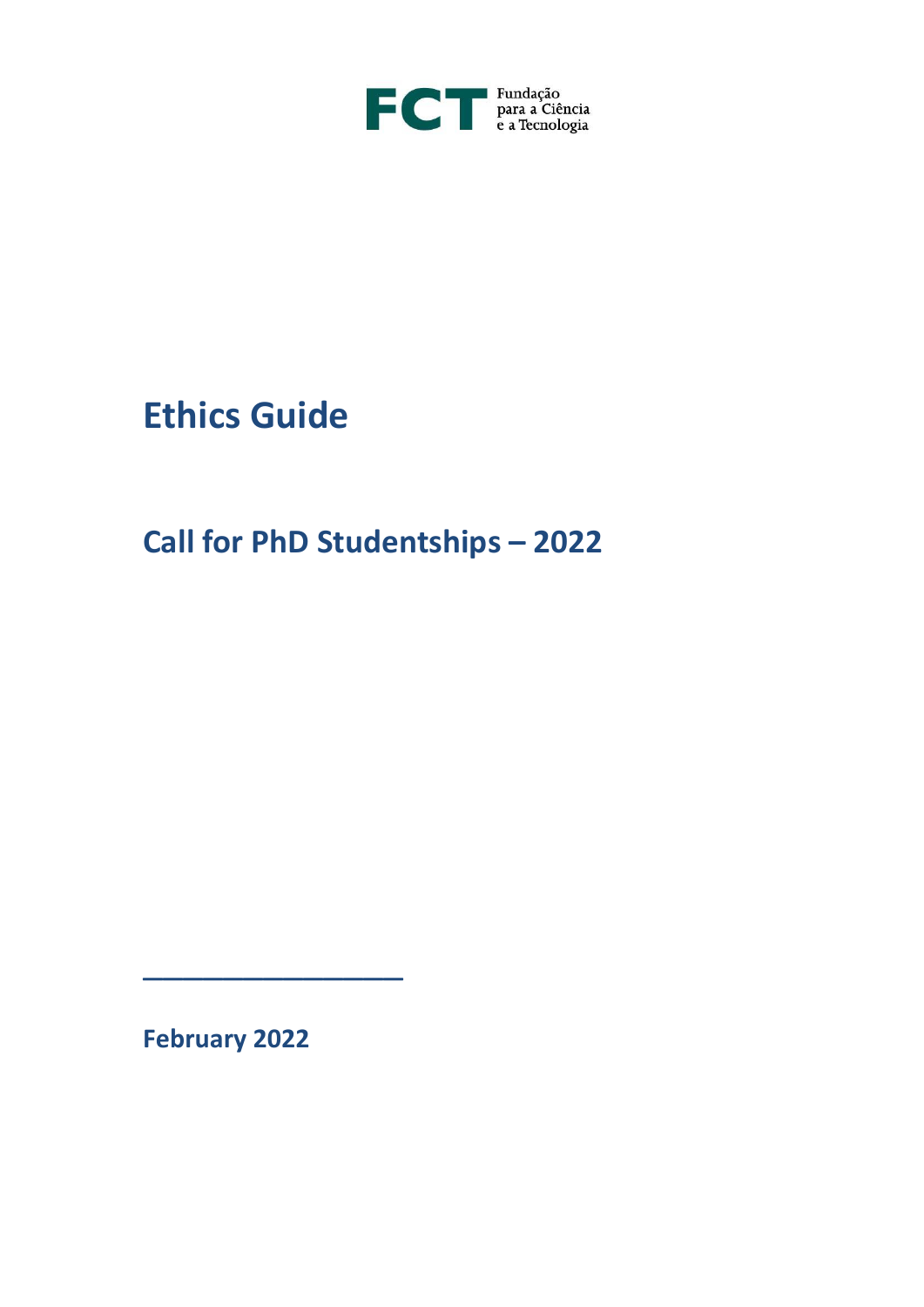FCT Fundação para a Ciência e a Tecnologia

# Ethics Guide

## Call for PhD Studentships – 2022

**February 2022**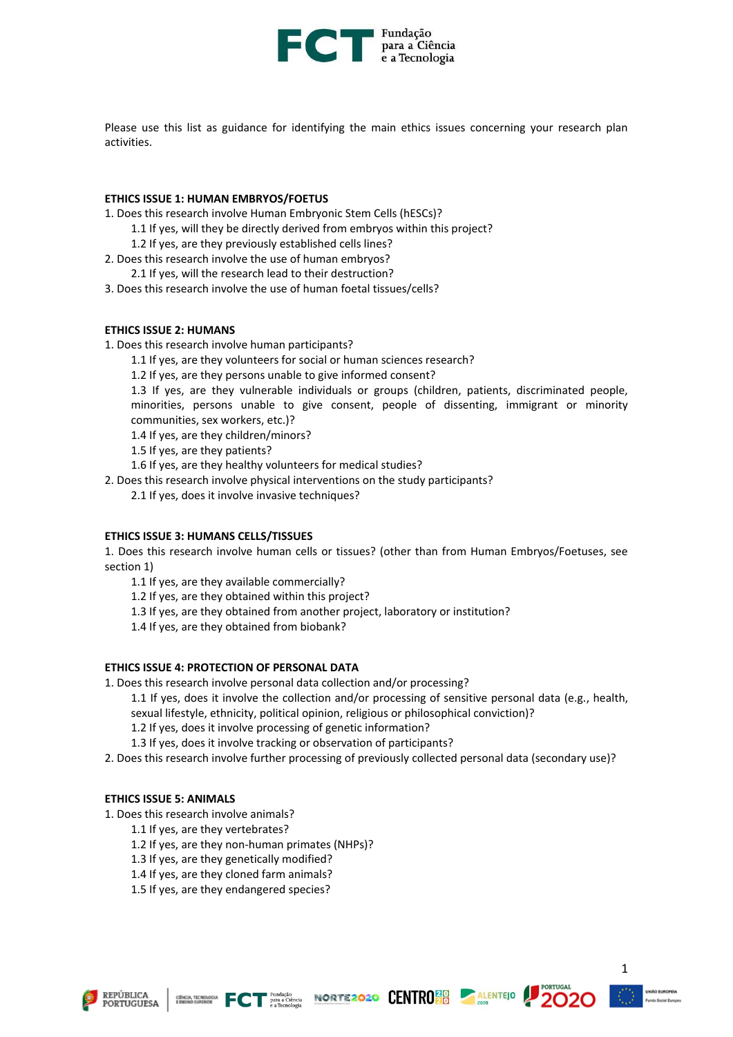Please use this list as guidance for identifying the main ethics issues concerning your research plan activities.

**ETHICS ISSUE 1: HUMAN EMBRYOS/FOETUS**

1. Does this research involve Human Embryonic Stem Cells (hESCs)?
    - 1.1 If yes, will they be directly derived from embryos within this project?
    - 1.2 If yes, are they previously established cells lines?
2. Does this research involve the use of human embryos?
    - 2.1 If yes, will the research lead to their destruction?
3. Does this research involve the use of human foetal tissues/cells?

**ETHICS ISSUE 2: HUMANS**

1. Does this research involve human participants?
    - 1.1 If yes, are they volunteers for social or human sciences research?
    - 1.2 If yes, are they persons unable to give informed consent?
    - 1.3 If yes, are they vulnerable individuals or groups (children, patients, discriminated people, minorities, persons unable to give consent, people of dissenting, immigrant or minority communities, sex workers, etc.)?
    - 1.4 If yes, are they children/minors?
    - 1.5 If yes, are they patients?
    - 1.6 If yes, are they healthy volunteers for medical studies?
2. Does this research involve physical interventions on the study participants?
    - 2.1 If yes, does it involve invasive techniques?

**ETHICS ISSUE 3: HUMANS CELLS/TISSUES**

1. Does this research involve human cells or tissues? (other than from Human Embryos/Foetuses, see section 1)
    - 1.1 If yes, are they available commercially?
    - 1.2 If yes, are they obtained within this project?
    - 1.3 If yes, are they obtained from another project, laboratory or institution?
    - 1.4 If yes, are they obtained from biobank?

**ETHICS ISSUE 4: PROTECTION OF PERSONAL DATA**

1. Does this research involve personal data collection and/or processing?
    - 1.1 If yes, does it involve the collection and/or processing of sensitive personal data (e.g., health, sexual lifestyle, ethnicity, political opinion, religious or philosophical conviction)?
    - 1.2 If yes, does it involve processing of genetic information?
    - 1.3 If yes, does it involve tracking or observation of participants?
2. Does this research involve further processing of previously collected personal data (secondary use)?

**ETHICS ISSUE 5: ANIMALS**

1. Does this research involve animals?
    - 1.1 If yes, are they vertebrates?
    - 1.2 If yes, are they non-human primates (NHPs)?
    - 1.3 If yes, are they genetically modified?
    - 1.4 If yes, are they cloned farm animals?
    - 1.5 If yes, are they endangered species?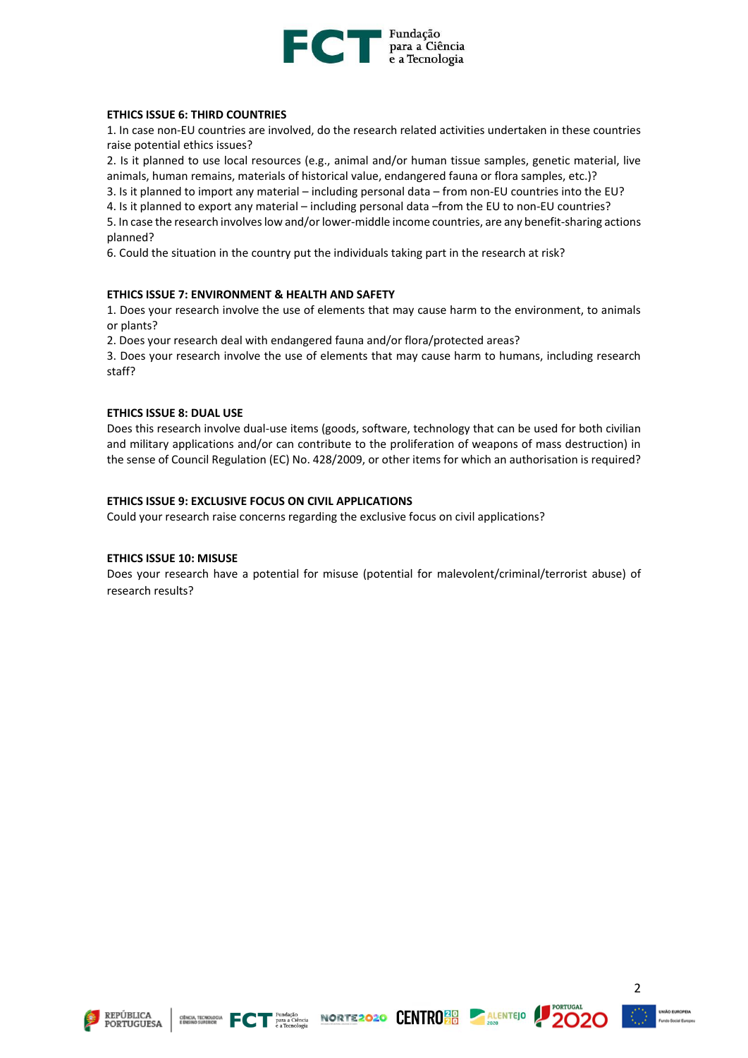**ETHICS ISSUE 6: THIRD COUNTRIES**

1. In case non-EU countries are involved, do the research related activities undertaken in these countries raise potential ethics issues?
2. Is it planned to use local resources (e.g., animal and/or human tissue samples, genetic material, live animals, human remains, materials of historical value, endangered fauna or flora samples, etc.)?
3. Is it planned to import any material – including personal data – from non-EU countries into the EU?
4. Is it planned to export any material – including personal data –from the EU to non-EU countries?
5. In case the research involves low and/or lower-middle income countries, are any benefit-sharing actions planned?
6. Could the situation in the country put the individuals taking part in the research at risk?

**ETHICS ISSUE 7: ENVIRONMENT & HEALTH AND SAFETY**

1. Does your research involve the use of elements that may cause harm to the environment, to animals or plants?
2. Does your research deal with endangered fauna and/or flora/protected areas?
3. Does your research involve the use of elements that may cause harm to humans, including research staff?

**ETHICS ISSUE 8: DUAL USE**

Does this research involve dual-use items (goods, software, technology that can be used for both civilian and military applications and/or can contribute to the proliferation of weapons of mass destruction) in the sense of Council Regulation (EC) No. 428/2009, or other items for which an authorisation is required?

**ETHICS ISSUE 9: EXCLUSIVE FOCUS ON CIVIL APPLICATIONS**

Could your research raise concerns regarding the exclusive focus on civil applications?

**ETHICS ISSUE 10: MISUSE**

Does your research have a potential for misuse (potential for malevolent/criminal/terrorist abuse) of research results?